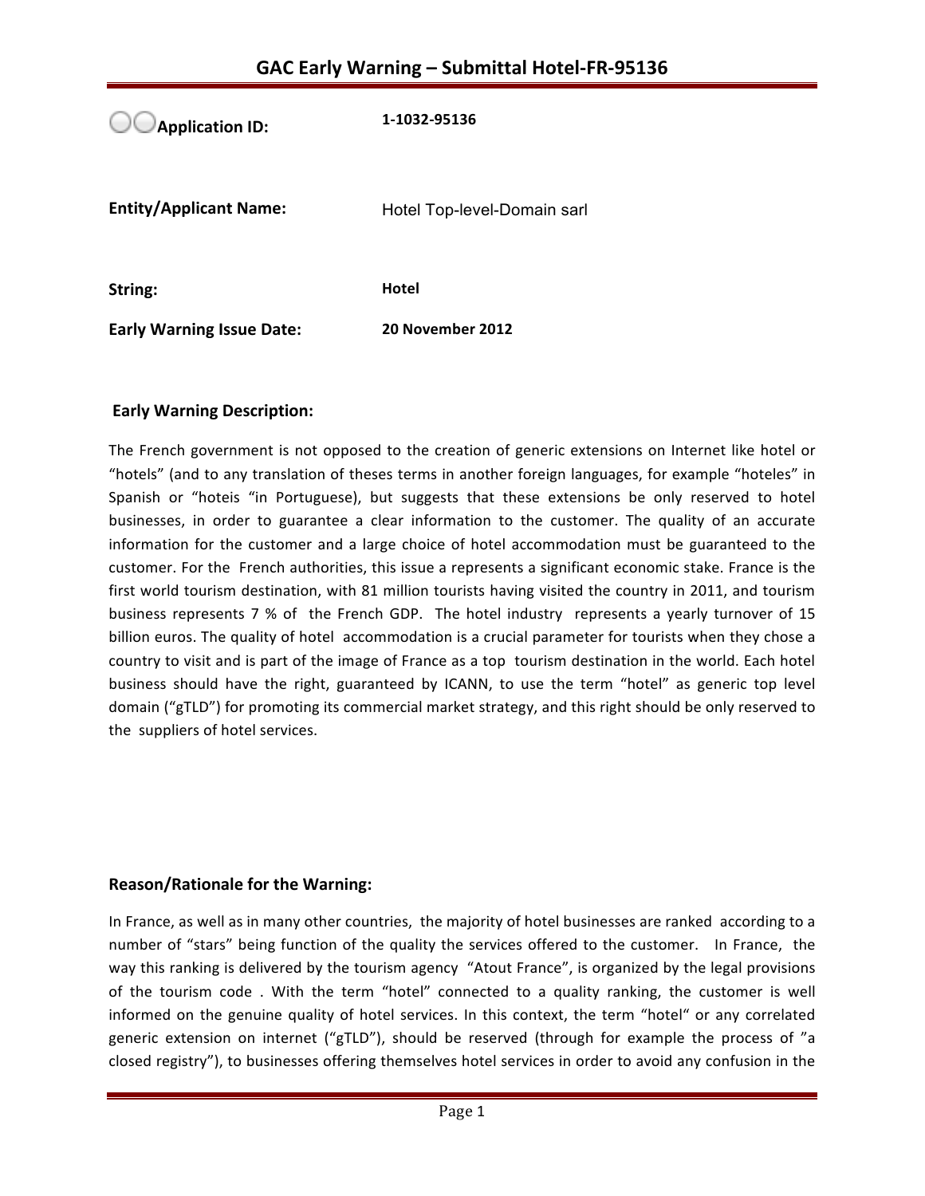# GAC Early Warning – Submittal Hotel-FR-95136

| | |
|---|---|
| **Application ID:** | **1-1032-95136** |
| **Entity/Applicant Name:** | Hotel Top-level-Domain sarl |
| **String:** | **Hotel** |
| **Early Warning Issue Date:** | **20 November 2012** |

## Early Warning Description:

The French government is not opposed to the creation of generic extensions on Internet like hotel or "hotels" (and to any translation of theses terms in another foreign languages, for example "hoteles" in Spanish or "hoteis "in Portuguese), but suggests that these extensions be only reserved to hotel businesses, in order to guarantee a clear information to the customer. The quality of an accurate information for the customer and a large choice of hotel accommodation must be guaranteed to the customer. For the French authorities, this issue a represents a significant economic stake. France is the first world tourism destination, with 81 million tourists having visited the country in 2011, and tourism business represents 7 % of the French GDP. The hotel industry represents a yearly turnover of 15 billion euros. The quality of hotel accommodation is a crucial parameter for tourists when they chose a country to visit and is part of the image of France as a top tourism destination in the world. Each hotel business should have the right, guaranteed by ICANN, to use the term "hotel" as generic top level domain ("gTLD") for promoting its commercial market strategy, and this right should be only reserved to the suppliers of hotel services.

## Reason/Rationale for the Warning:

In France, as well as in many other countries, the majority of hotel businesses are ranked according to a number of "stars" being function of the quality the services offered to the customer. In France, the way this ranking is delivered by the tourism agency "Atout France", is organized by the legal provisions of the tourism code . With the term "hotel" connected to a quality ranking, the customer is well informed on the genuine quality of hotel services. In this context, the term "hotel" or any correlated generic extension on internet ("gTLD"), should be reserved (through for example the process of "a closed registry"), to businesses offering themselves hotel services in order to avoid any confusion in the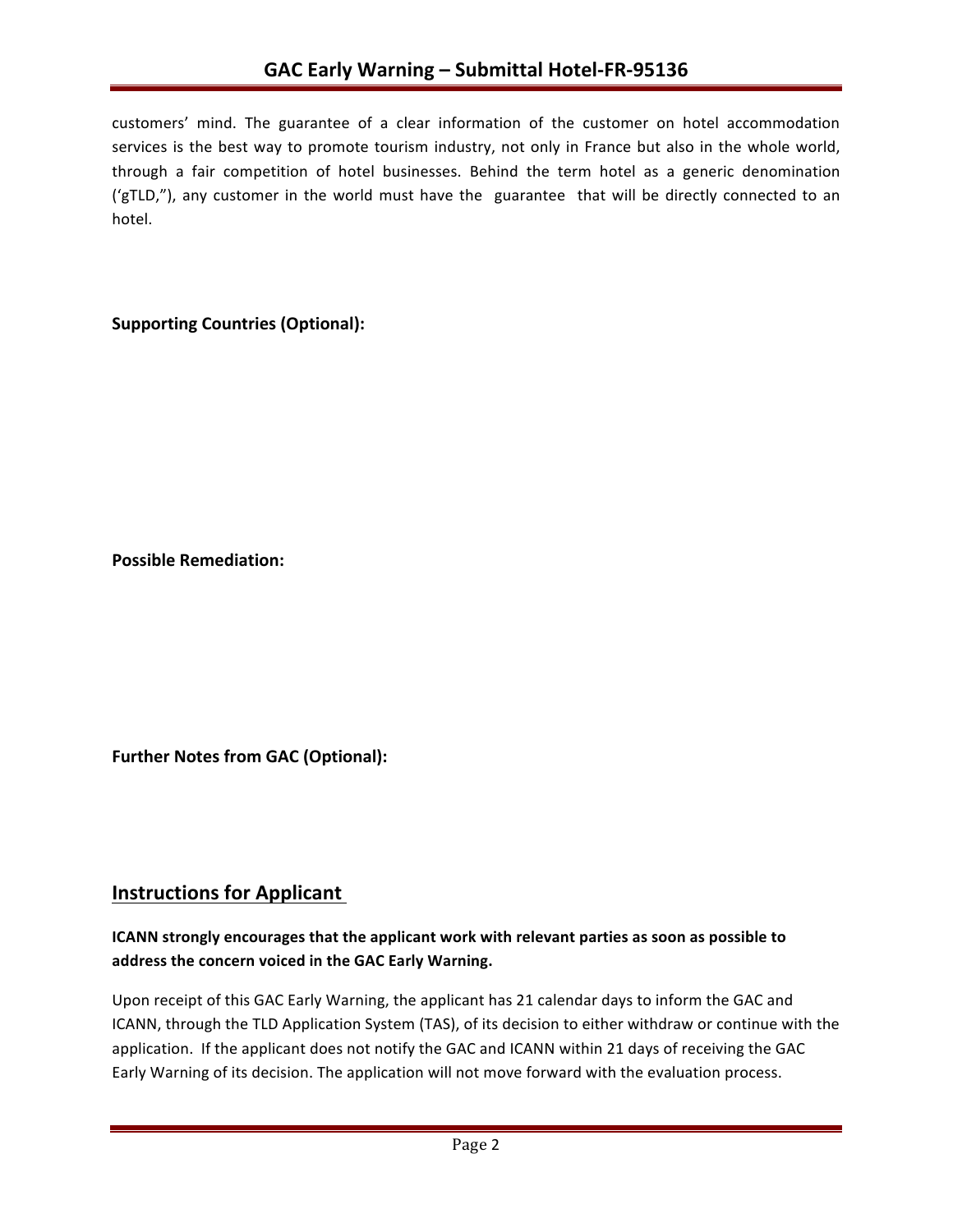customers' mind. The guarantee of a clear information of the customer on hotel accommodation services is the best way to promote tourism industry, not only in France but also in the whole world, through a fair competition of hotel businesses. Behind the term hotel as a generic denomination ('gTLD,"), any customer in the world must have the guarantee that will be directly connected to an hotel.

**Supporting Countries (Optional):**

**Possible Remediation:**

**Further Notes from GAC (Optional):**

## Instructions for Applicant

**ICANN strongly encourages that the applicant work with relevant parties as soon as possible to address the concern voiced in the GAC Early Warning.**

Upon receipt of this GAC Early Warning, the applicant has 21 calendar days to inform the GAC and ICANN, through the TLD Application System (TAS), of its decision to either withdraw or continue with the application. If the applicant does not notify the GAC and ICANN within 21 days of receiving the GAC Early Warning of its decision. The application will not move forward with the evaluation process.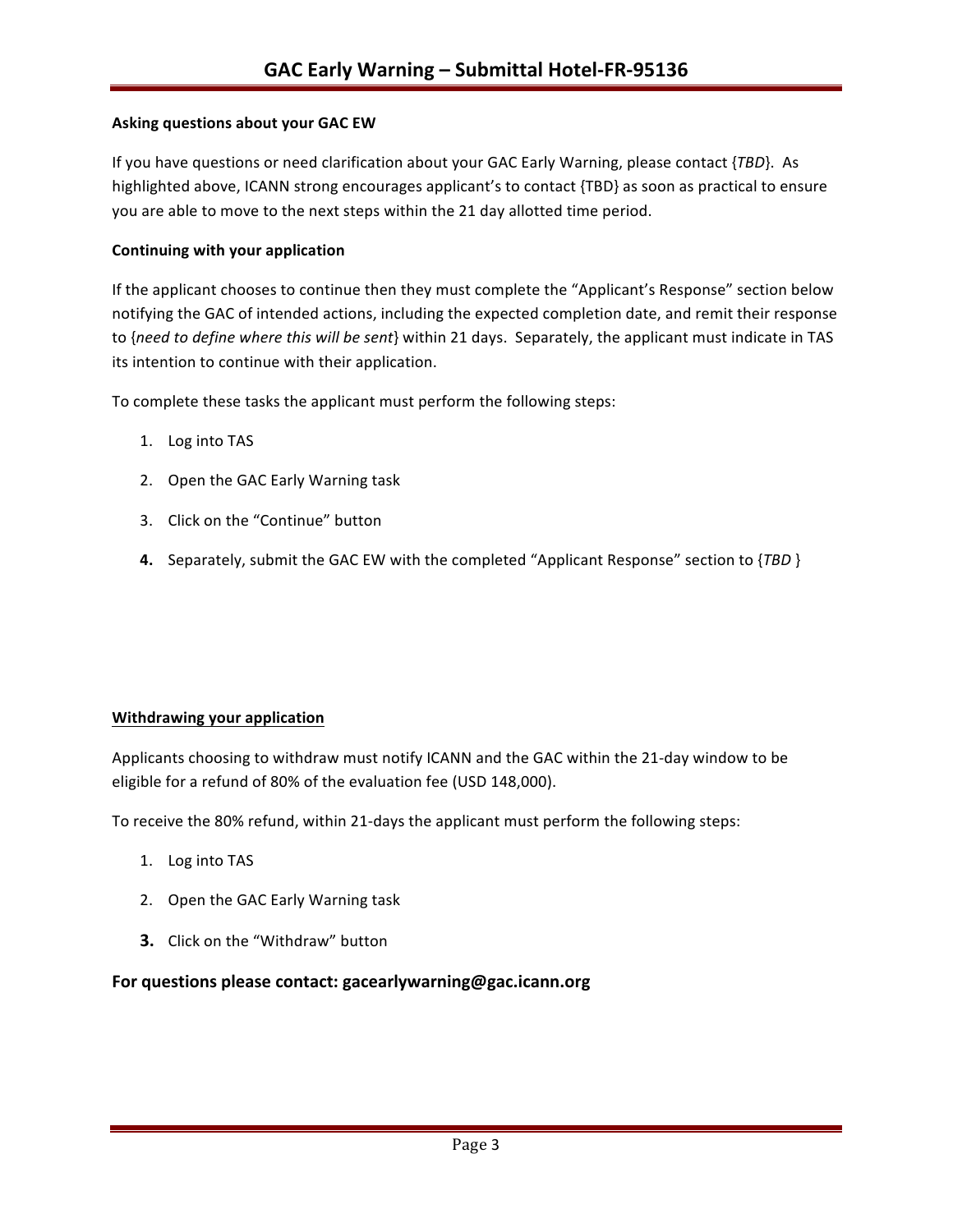**Asking questions about your GAC EW**

If you have questions or need clarification about your GAC Early Warning, please contact {*TBD*}. As highlighted above, ICANN strong encourages applicant's to contact {TBD} as soon as practical to ensure you are able to move to the next steps within the 21 day allotted time period.

**Continuing with your application**

If the applicant chooses to continue then they must complete the "Applicant's Response" section below notifying the GAC of intended actions, including the expected completion date, and remit their response to {*need to define where this will be sent*} within 21 days. Separately, the applicant must indicate in TAS its intention to continue with their application.

To complete these tasks the applicant must perform the following steps:

1. Log into TAS
2. Open the GAC Early Warning task
3. Click on the "Continue" button
4. Separately, submit the GAC EW with the completed "Applicant Response" section to {*TBD* }

**Withdrawing your application**

Applicants choosing to withdraw must notify ICANN and the GAC within the 21-day window to be eligible for a refund of 80% of the evaluation fee (USD 148,000).

To receive the 80% refund, within 21-days the applicant must perform the following steps:

1. Log into TAS
2. Open the GAC Early Warning task
3. Click on the "Withdraw" button

**For questions please contact: gacearlywarning@gac.icann.org**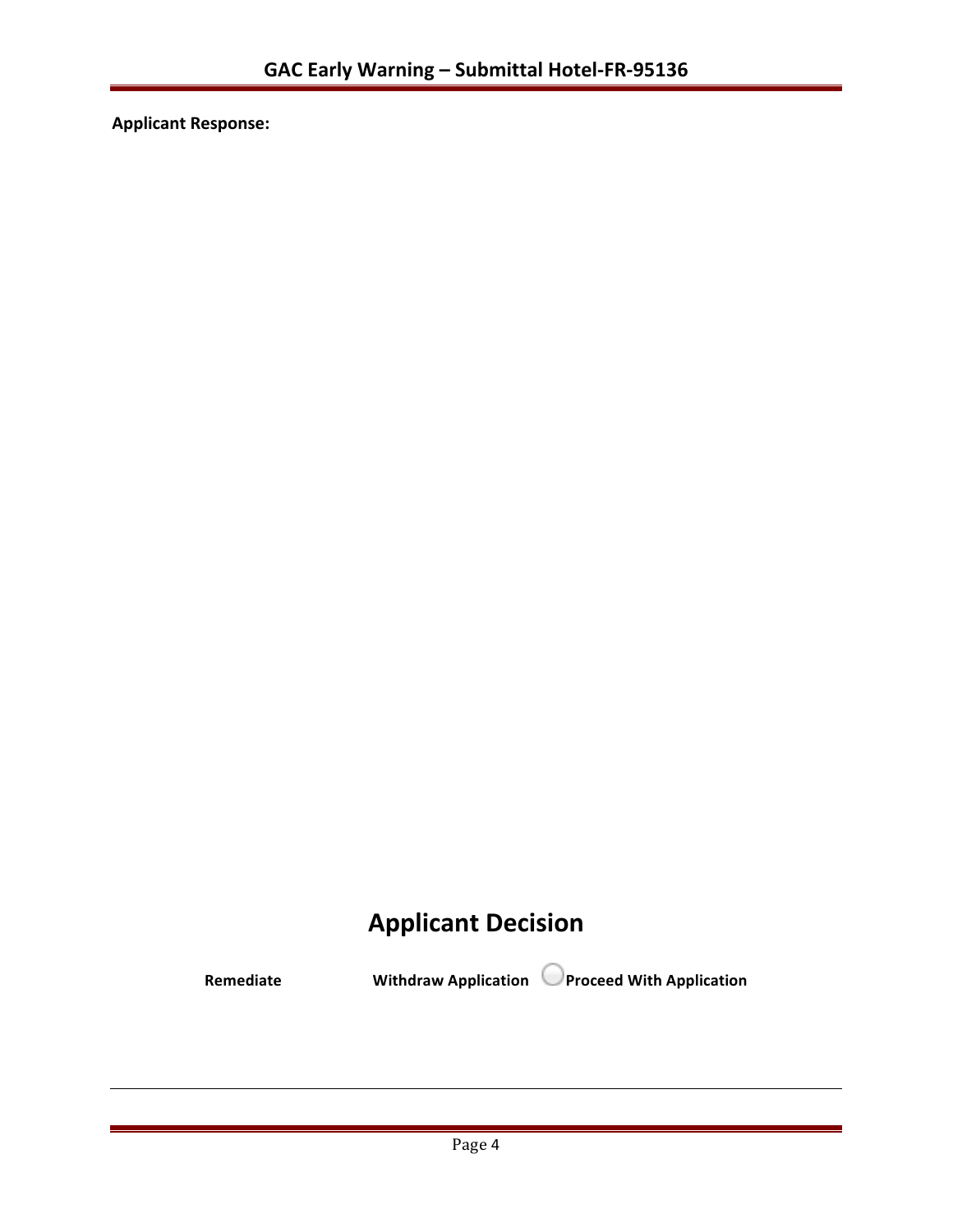**Applicant Response:**

# Applicant Decision

**Remediate** **Withdraw Application** **Proceed With Application**